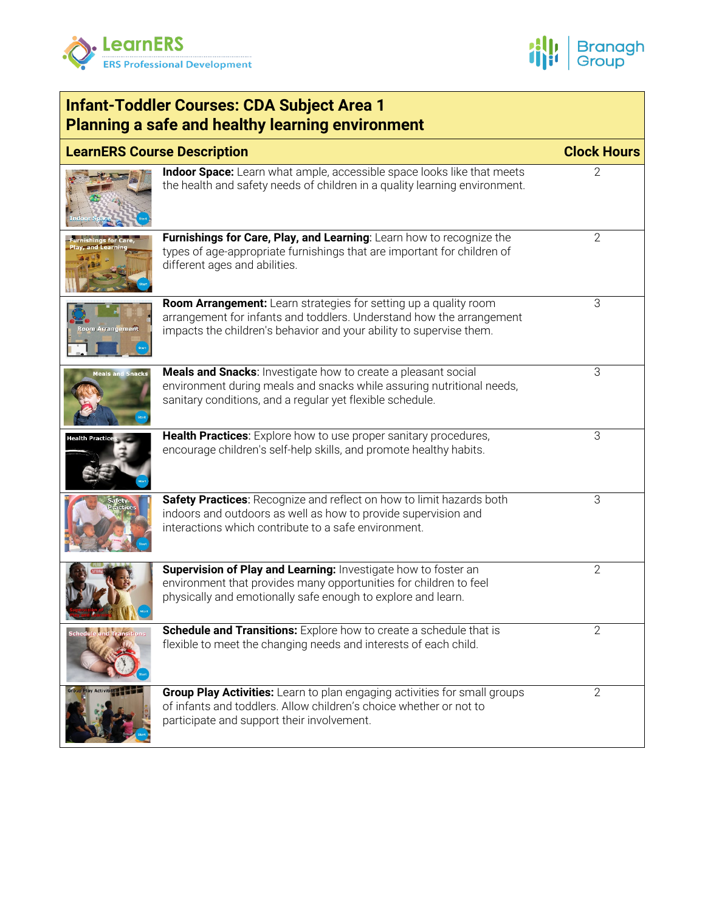# Infant-Toddler Courses: CDA Subject Area 1
## Planning a safe and healthy learning environment

| LearnERS Course Description | Clock Hours |
|---|---|
| **Indoor Space:** Learn what ample, accessible space looks like that meets the health and safety needs of children in a quality learning environment. | 2 |
| **Furnishings for Care, Play, and Learning**: Learn how to recognize the types of age-appropriate furnishings that are important for children of different ages and abilities. | 2 |
| **Room Arrangement:** Learn strategies for setting up a quality room arrangement for infants and toddlers. Understand how the arrangement impacts the children's behavior and your ability to supervise them. | 3 |
| **Meals and Snacks**: Investigate how to create a pleasant social environment during meals and snacks while assuring nutritional needs, sanitary conditions, and a regular yet flexible schedule. | 3 |
| **Health Practices**: Explore how to use proper sanitary procedures, encourage children's self-help skills, and promote healthy habits. | 3 |
| **Safety Practices**: Recognize and reflect on how to limit hazards both indoors and outdoors as well as how to provide supervision and interactions which contribute to a safe environment. | 3 |
| **Supervision of Play and Learning:** Investigate how to foster an environment that provides many opportunities for children to feel physically and emotionally safe enough to explore and learn. | 2 |
| **Schedule and Transitions:** Explore how to create a schedule that is flexible to meet the changing needs and interests of each child. | 2 |
| **Group Play Activities:** Learn to plan engaging activities for small groups of infants and toddlers. Allow children's choice whether or not to participate and support their involvement. | 2 |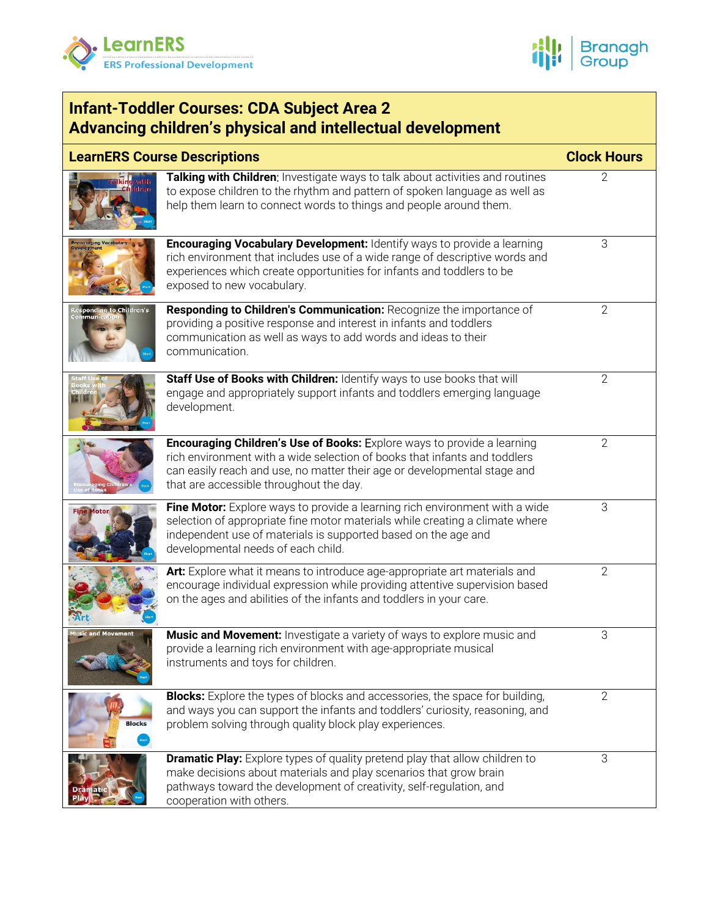# Infant-Toddler Courses: CDA Subject Area 2
## Advancing children's physical and intellectual development

| LearnERS Course Descriptions | Clock Hours |
|---|---|
| **Talking with Children**: Investigate ways to talk about activities and routines to expose children to the rhythm and pattern of spoken language as well as help them learn to connect words to things and people around them. | 2 |
| **Encouraging Vocabulary Development:** Identify ways to provide a learning rich environment that includes use of a wide range of descriptive words and experiences which create opportunities for infants and toddlers to be exposed to new vocabulary. | 3 |
| **Responding to Children's Communication:** Recognize the importance of providing a positive response and interest in infants and toddlers communication as well as ways to add words and ideas to their communication. | 2 |
| **Staff Use of Books with Children:** Identify ways to use books that will engage and appropriately support infants and toddlers emerging language development. | 2 |
| **Encouraging Children's Use of Books:** Explore ways to provide a learning rich environment with a wide selection of books that infants and toddlers can easily reach and use, no matter their age or developmental stage and that are accessible throughout the day. | 2 |
| **Fine Motor:** Explore ways to provide a learning rich environment with a wide selection of appropriate fine motor materials while creating a climate where independent use of materials is supported based on the age and developmental needs of each child. | 3 |
| **Art:** Explore what it means to introduce age-appropriate art materials and encourage individual expression while providing attentive supervision based on the ages and abilities of the infants and toddlers in your care. | 2 |
| **Music and Movement:** Investigate a variety of ways to explore music and provide a learning rich environment with age-appropriate musical instruments and toys for children. | 3 |
| **Blocks:** Explore the types of blocks and accessories, the space for building, and ways you can support the infants and toddlers' curiosity, reasoning, and problem solving through quality block play experiences. | 2 |
| **Dramatic Play:** Explore types of quality pretend play that allow children to make decisions about materials and play scenarios that grow brain pathways toward the development of creativity, self-regulation, and cooperation with others. | 3 |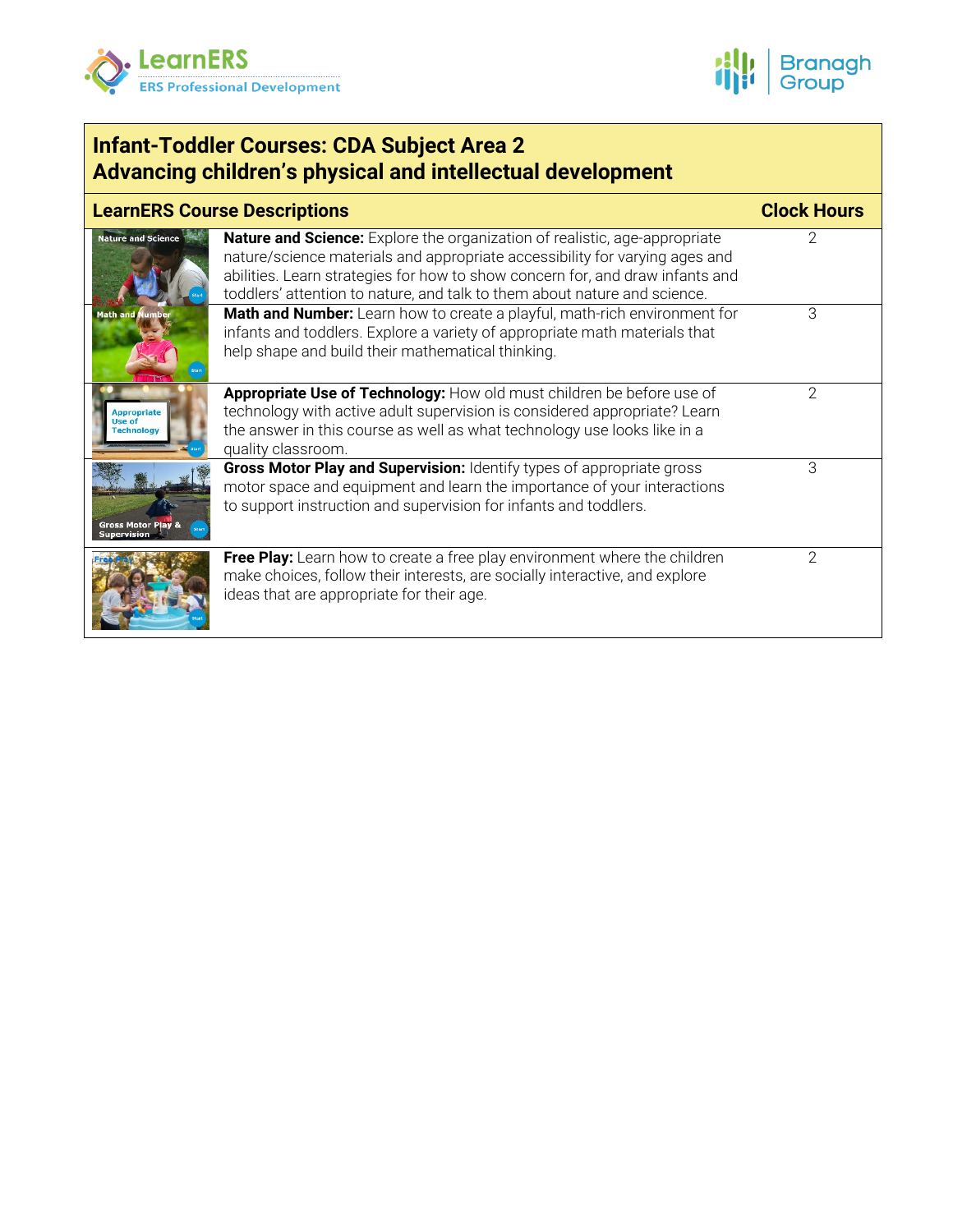## Infant-Toddler Courses: CDA Subject Area 2
## Advancing children's physical and intellectual development

| LearnERS Course Descriptions | Clock Hours |
|---|---|
| **Nature and Science:** Explore the organization of realistic, age-appropriate nature/science materials and appropriate accessibility for varying ages and abilities. Learn strategies for how to show concern for, and draw infants and toddlers' attention to nature, and talk to them about nature and science. | 2 |
| **Math and Number:** Learn how to create a playful, math-rich environment for infants and toddlers. Explore a variety of appropriate math materials that help shape and build their mathematical thinking. | 3 |
| **Appropriate Use of Technology:** How old must children be before use of technology with active adult supervision is considered appropriate? Learn the answer in this course as well as what technology use looks like in a quality classroom. | 2 |
| **Gross Motor Play and Supervision:** Identify types of appropriate gross motor space and equipment and learn the importance of your interactions to support instruction and supervision for infants and toddlers. | 3 |
| **Free Play:** Learn how to create a free play environment where the children make choices, follow their interests, are socially interactive, and explore ideas that are appropriate for their age. | 2 |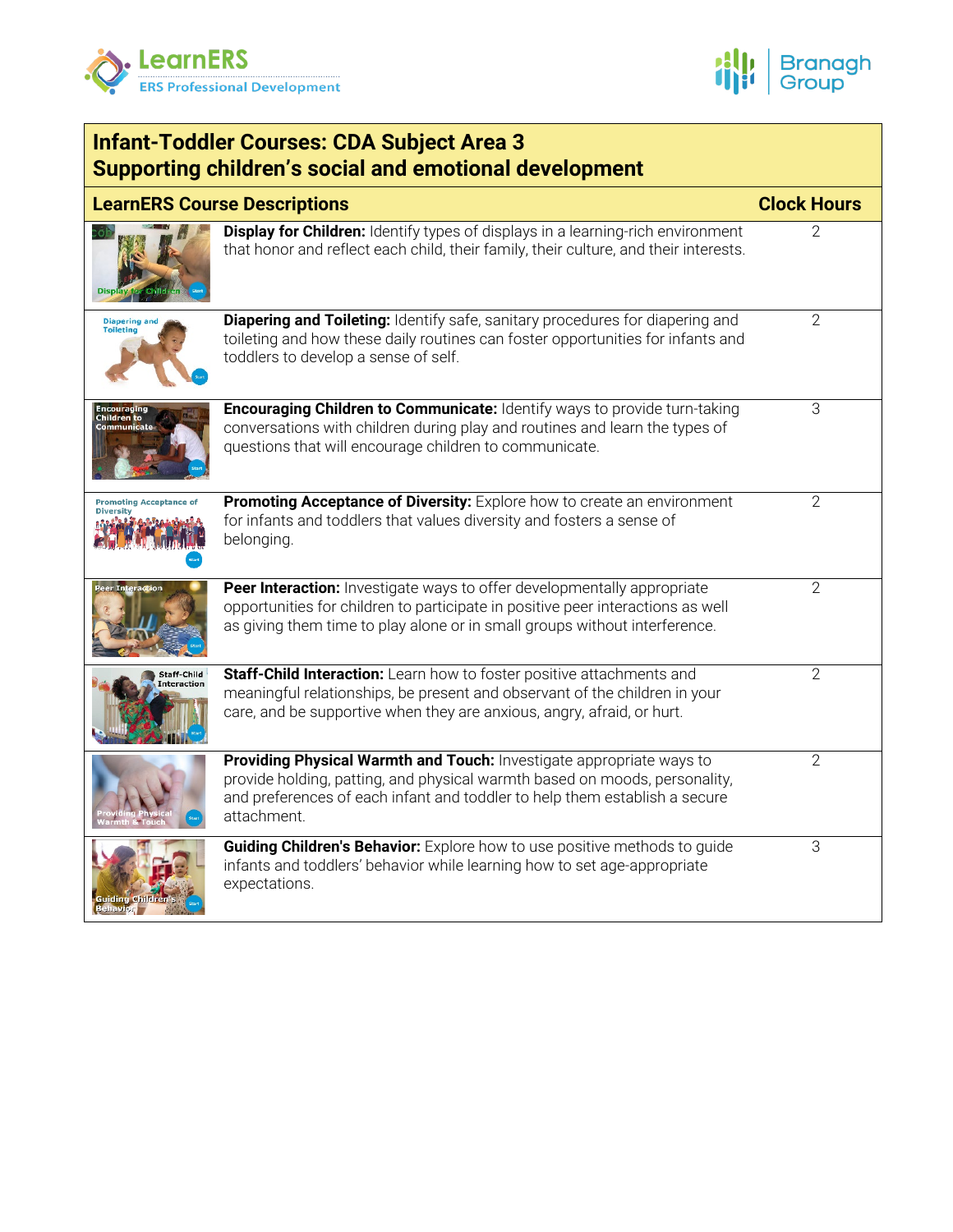LearnERS
ERS Professional Development

Branagh Group

## Infant-Toddler Courses: CDA Subject Area 3
## Supporting children's social and emotional development

| LearnERS Course Descriptions | Clock Hours |
|---|---|
| **Display for Children:** Identify types of displays in a learning-rich environment that honor and reflect each child, their family, their culture, and their interests. | 2 |
| **Diapering and Toileting:** Identify safe, sanitary procedures for diapering and toileting and how these daily routines can foster opportunities for infants and toddlers to develop a sense of self. | 2 |
| **Encouraging Children to Communicate:** Identify ways to provide turn-taking conversations with children during play and routines and learn the types of questions that will encourage children to communicate. | 3 |
| **Promoting Acceptance of Diversity:** Explore how to create an environment for infants and toddlers that values diversity and fosters a sense of belonging. | 2 |
| **Peer Interaction:** Investigate ways to offer developmentally appropriate opportunities for children to participate in positive peer interactions as well as giving them time to play alone or in small groups without interference. | 2 |
| **Staff-Child Interaction:** Learn how to foster positive attachments and meaningful relationships, be present and observant of the children in your care, and be supportive when they are anxious, angry, afraid, or hurt. | 2 |
| **Providing Physical Warmth and Touch:** Investigate appropriate ways to provide holding, patting, and physical warmth based on moods, personality, and preferences of each infant and toddler to help them establish a secure attachment. | 2 |
| **Guiding Children's Behavior:** Explore how to use positive methods to guide infants and toddlers' behavior while learning how to set age-appropriate expectations. | 3 |